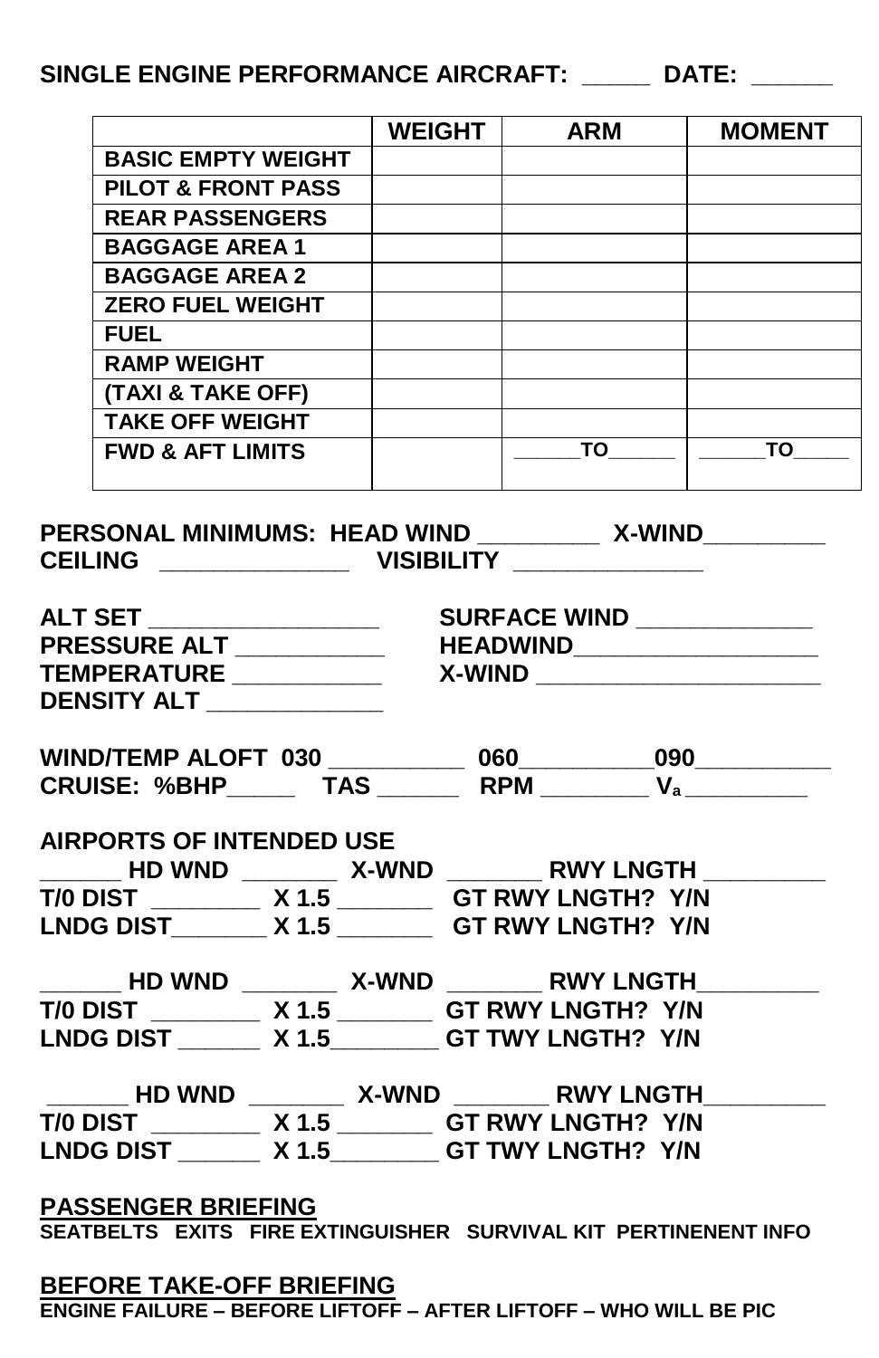**SINGLE ENGINE PERFORMANCE AIRCRAFT: _____ DATE: ______**

| | WEIGHT | ARM | MOMENT |
|---|---|---|---|
| BASIC EMPTY WEIGHT | | | |
| PILOT & FRONT PASS | | | |
| REAR PASSENGERS | | | |
| BAGGAGE AREA 1 | | | |
| BAGGAGE AREA 2 | | | |
| ZERO FUEL WEIGHT | | | |
| FUEL | | | |
| RAMP WEIGHT | | | |
| (TAXI & TAKE OFF) | | | |
| TAKE OFF WEIGHT | | | |
| FWD & AFT LIMITS | | ______TO______ | ______TO_____ |

**PERSONAL MINIMUMS: HEAD WIND _________ X-WIND_________**
**CEILING ______________ VISIBILITY ______________**

**ALT SET _________________**
**PRESSURE ALT ___________**
**TEMPERATURE ___________**
**DENSITY ALT _____________**

**SURFACE WIND _____________**
**HEADWIND__________________**
**X-WIND _____________________**

**WIND/TEMP ALOFT 030 __________ 060__________090__________**
**CRUISE: %BHP_____ TAS ______ RPM ________ $V_a$ __________**

**AIRPORTS OF INTENDED USE**

**______ HD WND _______ X-WND _______ RWY LNGTH _________**
**T/0 DIST ________ X 1.5 _______ GT RWY LNGTH? Y/N**
**LNDG DIST_______ X 1.5 _______ GT RWY LNGTH? Y/N**

**______ HD WND _______ X-WND _______ RWY LNGTH_________**
**T/0 DIST ________ X 1.5 _______ GT RWY LNGTH? Y/N**
**LNDG DIST ______ X 1.5________ GT TWY LNGTH? Y/N**

**______ HD WND _______ X-WND _______ RWY LNGTH_________**
**T/0 DIST ________ X 1.5 _______ GT RWY LNGTH? Y/N**
**LNDG DIST ______ X 1.5________ GT TWY LNGTH? Y/N**

**PASSENGER BRIEFING**

**SEATBELTS EXITS FIRE EXTINGUISHER SURVIVAL KIT PERTINENENT INFO**

**BEFORE TAKE-OFF BRIEFING**

**ENGINE FAILURE – BEFORE LIFTOFF – AFTER LIFTOFF – WHO WILL BE PIC**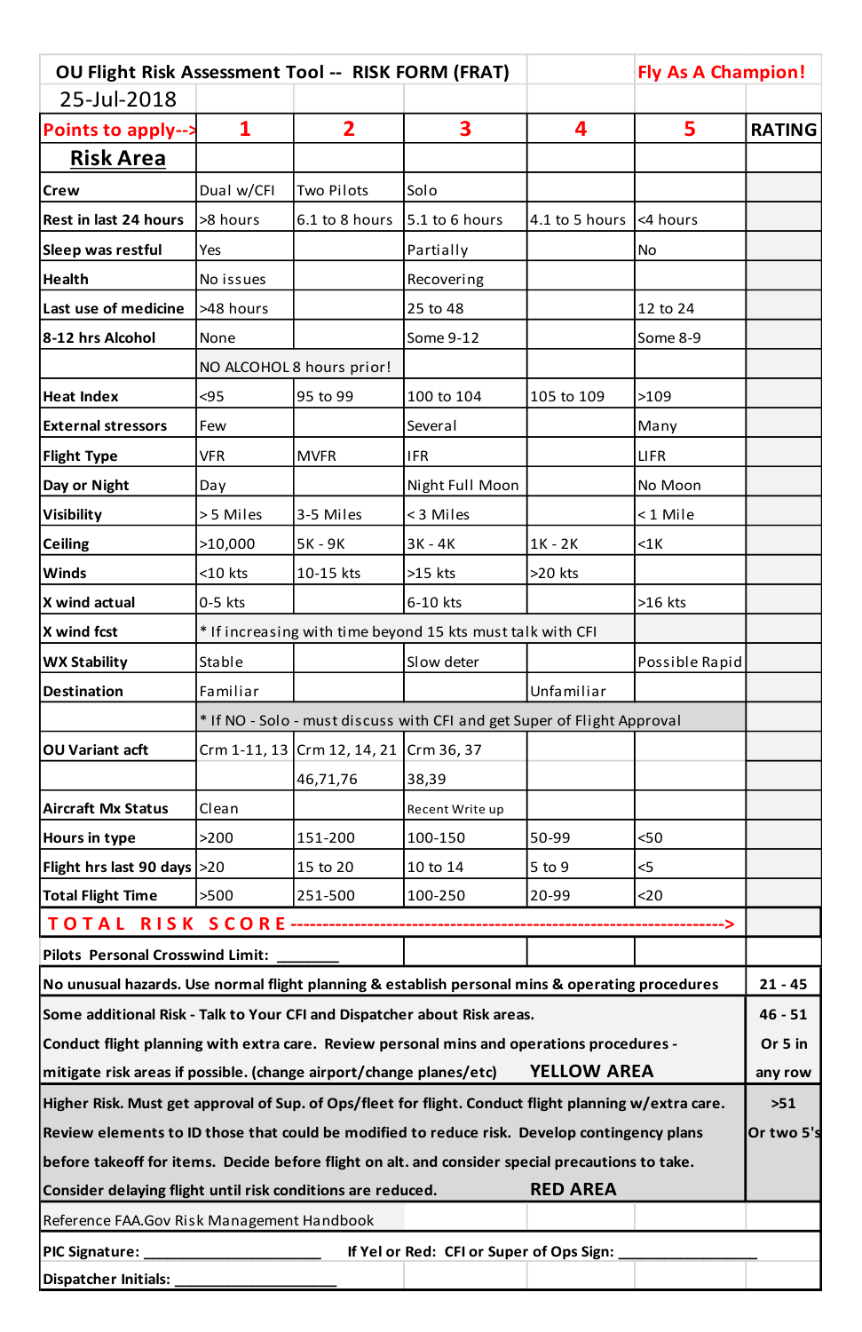| OU Flight Risk Assessment Tool -- RISK FORM (FRAT) | | | | Fly As A Champion! | | |
|---|---|---|---|---|---|---|
| 25-Jul-2018 | | | | | | |
| Points to apply--> | 1 | 2 | 3 | 4 | 5 | RATING |
| **Risk Area** | | | | | | |
| Crew | Dual w/CFI | Two Pilots | Solo | | | |
| Rest in last 24 hours | >8 hours | 6.1 to 8 hours | 5.1 to 6 hours | 4.1 to 5 hours | <4 hours | |
| Sleep was restful | Yes | | Partially | | No | |
| Health | No issues | | Recovering | | | |
| Last use of medicine | >48 hours | | 25 to 48 | | 12 to 24 | |
| 8-12 hrs Alcohol | None | | Some 9-12 | | Some 8-9 | |
| | NO ALCOHOL 8 hours prior! | | | | | |
| Heat Index | <95 | 95 to 99 | 100 to 104 | 105 to 109 | >109 | |
| External stressors | Few | | Several | | Many | |
| Flight Type | VFR | MVFR | IFR | | LIFR | |
| Day or Night | Day | | Night Full Moon | | No Moon | |
| Visibility | > 5 Miles | 3-5 Miles | < 3 Miles | | < 1 Mile | |
| Ceiling | >10,000 | 5K - 9K | 3K - 4K | 1K - 2K | <1K | |
| Winds | <10 kts | 10-15 kts | >15 kts | >20 kts | | |
| X wind actual | 0-5 kts | | 6-10 kts | | >16 kts | |
| X wind fcst | * If increasing with time beyond 15 kts must talk with CFI | | | | | |
| WX Stability | Stable | | Slow deter | | Possible Rapid | |
| Destination | Familiar | | | Unfamiliar | | |
| | * If NO - Solo - must discuss with CFI and get Super of Flight Approval | | | | | |
| OU Variant acft | Crm 1-11, 13 | Crm 12, 14, 21 | Crm 36, 37 | | | |
| | | 46,71,76 | 38,39 | | | |
| Aircraft Mx Status | Clean | | Recent Write up | | | |
| Hours in type | >200 | 151-200 | 100-150 | 50-99 | <50 | |
| Flight hrs last 90 days | >20 | 15 to 20 | 10 to 14 | 5 to 9 | <5 | |
| Total Flight Time | >500 | 251-500 | 100-250 | 20-99 | <20 | |
| TOTAL RISK SCORE --------------------------------------------------------------------> | | | | | | |
| Pilots Personal Crosswind Limit: ________ | | | | | | |

| | |
|---|---|
| No unusual hazards. Use normal flight planning & establish personal mins & operating procedures | 21 - 45 |
| Some additional Risk - Talk to Your CFI and Dispatcher about Risk areas. Conduct flight planning with extra care. Review personal mins and operations procedures - mitigate risk areas if possible. (change airport/change planes/etc) **YELLOW AREA** | 46 - 51 Or 5 in any row |
| Higher Risk. Must get approval of Sup. of Ops/fleet for flight. Conduct flight planning w/extra care. Review elements to ID those that could be modified to reduce risk. Develop contingency plans before takeoff for items. Decide before flight on alt. and consider special precautions to take. Consider delaying flight until risk conditions are reduced. **RED AREA** | >51 Or two 5's |

Reference FAA.Gov Risk Management Handbook

PIC Signature: ______________________ If Yel or Red: CFI or Super of Ops Sign: _________________

Dispatcher Initials: ____________________